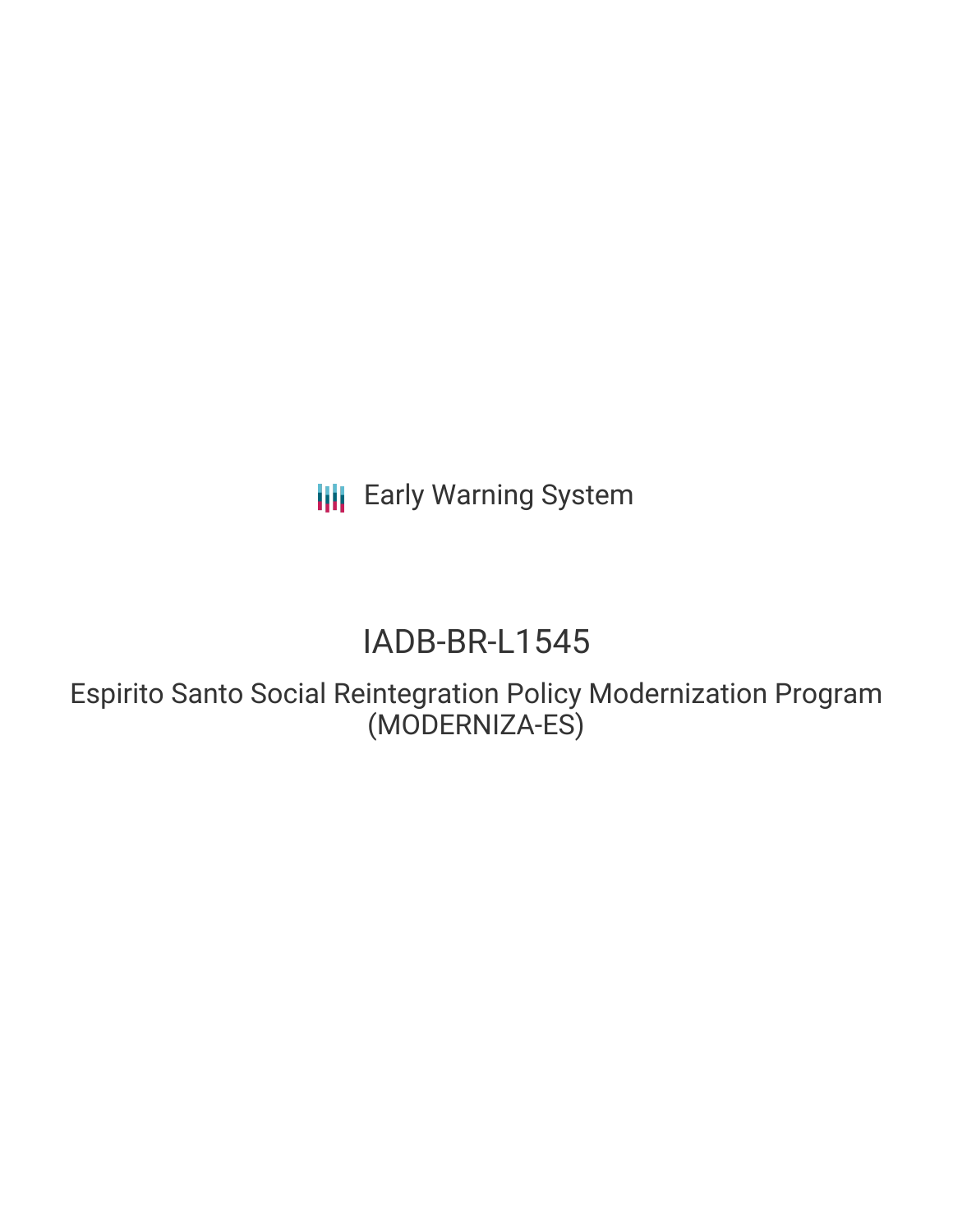Early Warning System

# IADB-BR-L1545

## Espirito Santo Social Reintegration Policy Modernization Program (MODERNIZA-ES)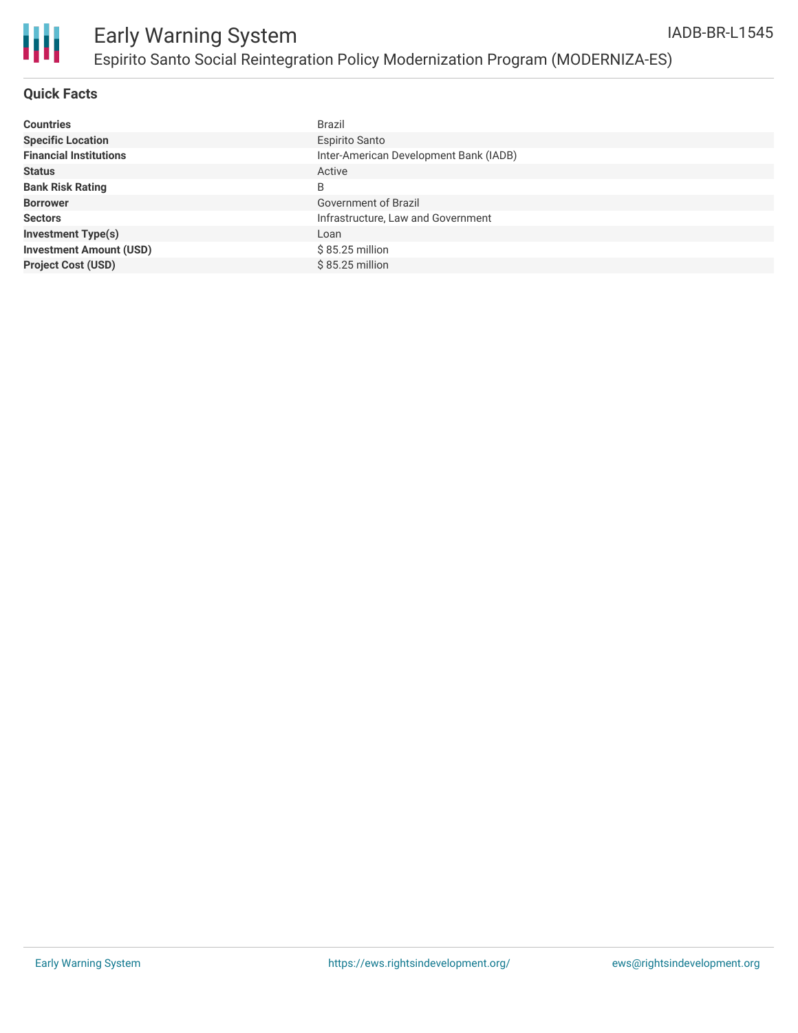# Early Warning System

## Espirito Santo Social Reintegration Policy Modernization Program (MODERNIZA-ES)

IADB-BR-L1545

### Quick Facts

| | |
|---|---|
| **Countries** | Brazil |
| **Specific Location** | Espirito Santo |
| **Financial Institutions** | Inter-American Development Bank (IADB) |
| **Status** | Active |
| **Bank Risk Rating** | B |
| **Borrower** | Government of Brazil |
| **Sectors** | Infrastructure, Law and Government |
| **Investment Type(s)** | Loan |
| **Investment Amount (USD)** | $ 85.25 million |
| **Project Cost (USD)** | $ 85.25 million |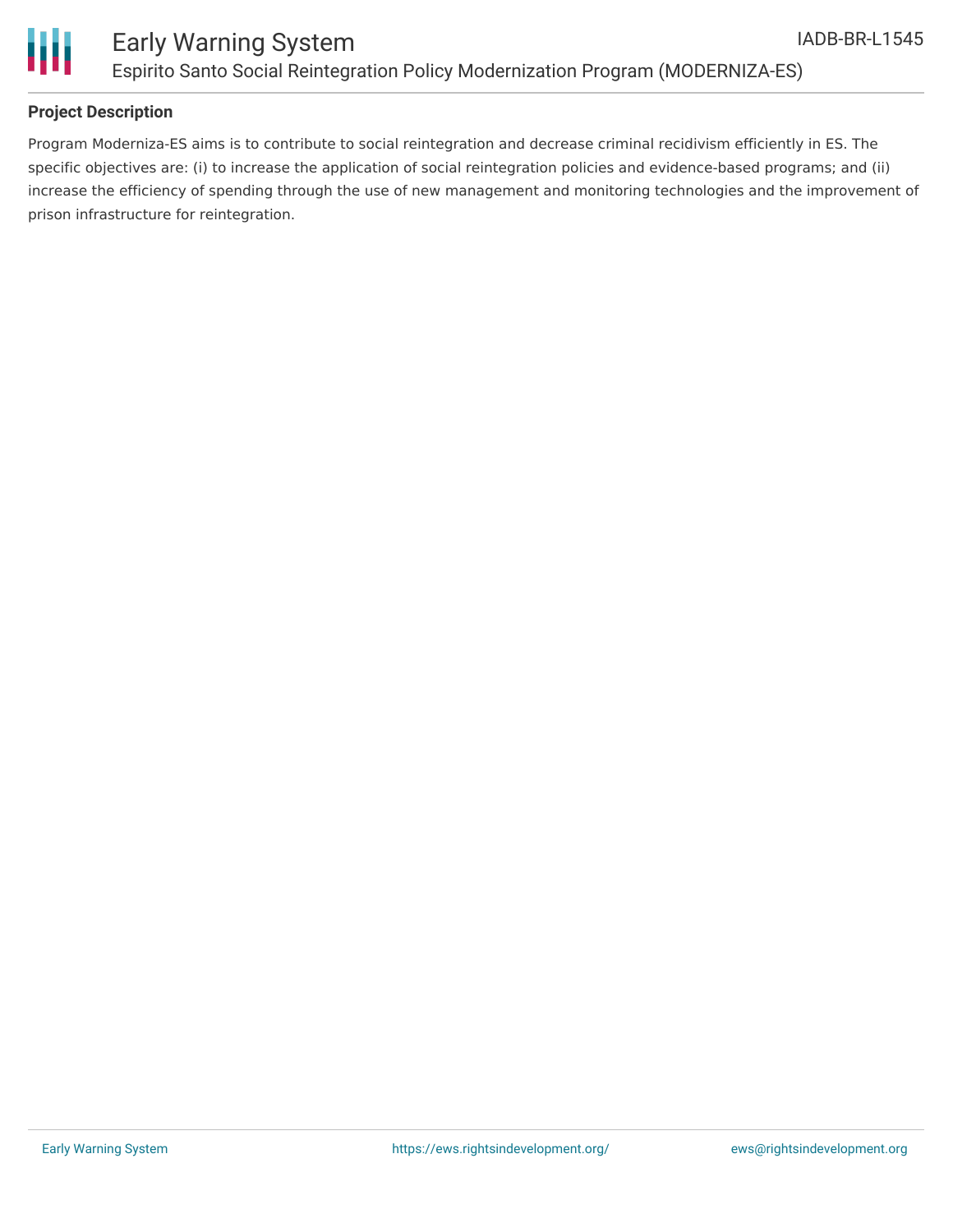## Project Description

Program Moderniza-ES aims is to contribute to social reintegration and decrease criminal recidivism efficiently in ES. The specific objectives are: (i) to increase the application of social reintegration policies and evidence-based programs; and (ii) increase the efficiency of spending through the use of new management and monitoring technologies and the improvement of prison infrastructure for reintegration.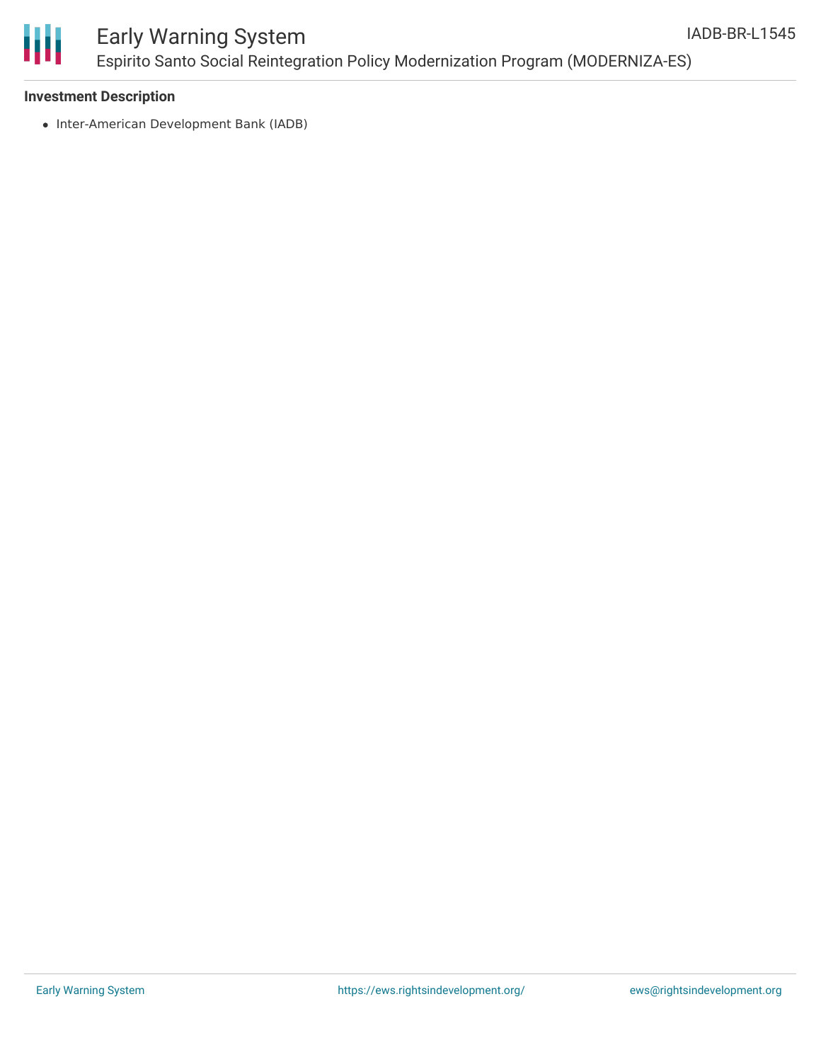**Investment Description**

- Inter-American Development Bank (IADB)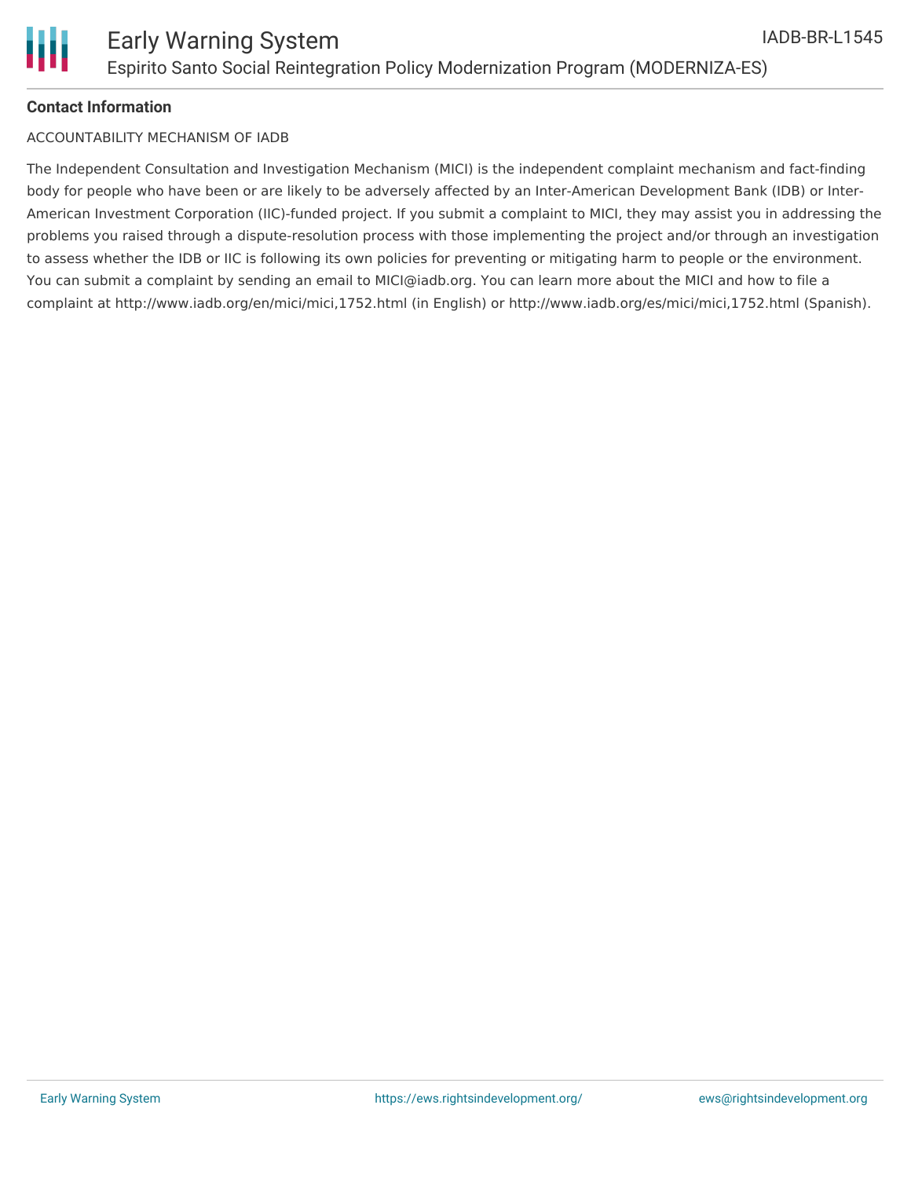**Contact Information**

ACCOUNTABILITY MECHANISM OF IADB

The Independent Consultation and Investigation Mechanism (MICI) is the independent complaint mechanism and fact-finding body for people who have been or are likely to be adversely affected by an Inter-American Development Bank (IDB) or Inter-American Investment Corporation (IIC)-funded project. If you submit a complaint to MICI, they may assist you in addressing the problems you raised through a dispute-resolution process with those implementing the project and/or through an investigation to assess whether the IDB or IIC is following its own policies for preventing or mitigating harm to people or the environment. You can submit a complaint by sending an email to MICI@iadb.org. You can learn more about the MICI and how to file a complaint at http://www.iadb.org/en/mici/mici,1752.html (in English) or http://www.iadb.org/es/mici/mici,1752.html (Spanish).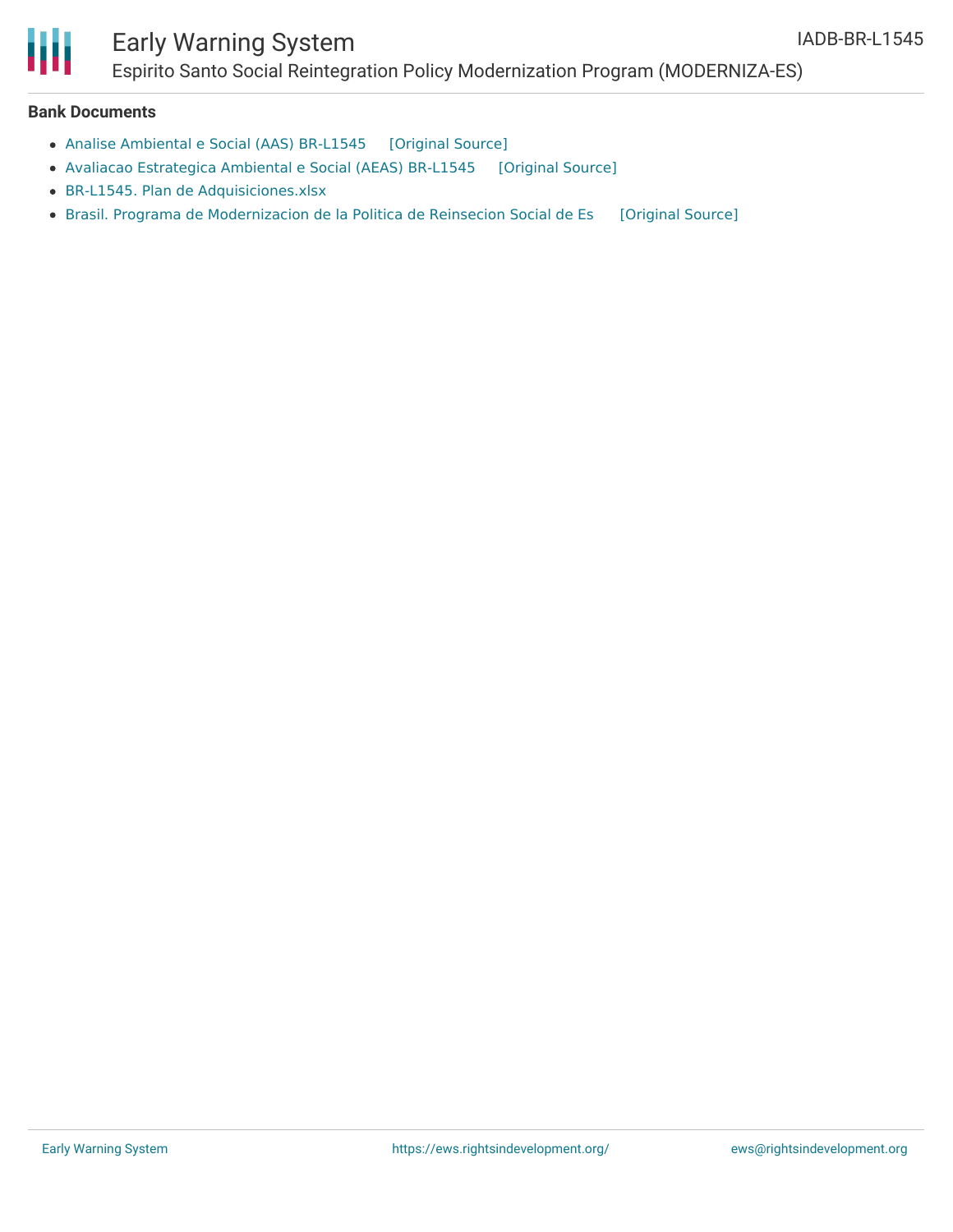**Bank Documents**

- Analise Ambiental e Social (AAS) BR-L1545 [Original Source]
- Avaliacao Estrategica Ambiental e Social (AEAS) BR-L1545 [Original Source]
- BR-L1545. Plan de Adquisiciones.xlsx
- Brasil. Programa de Modernizacion de la Politica de Reinsecion Social de Es [Original Source]